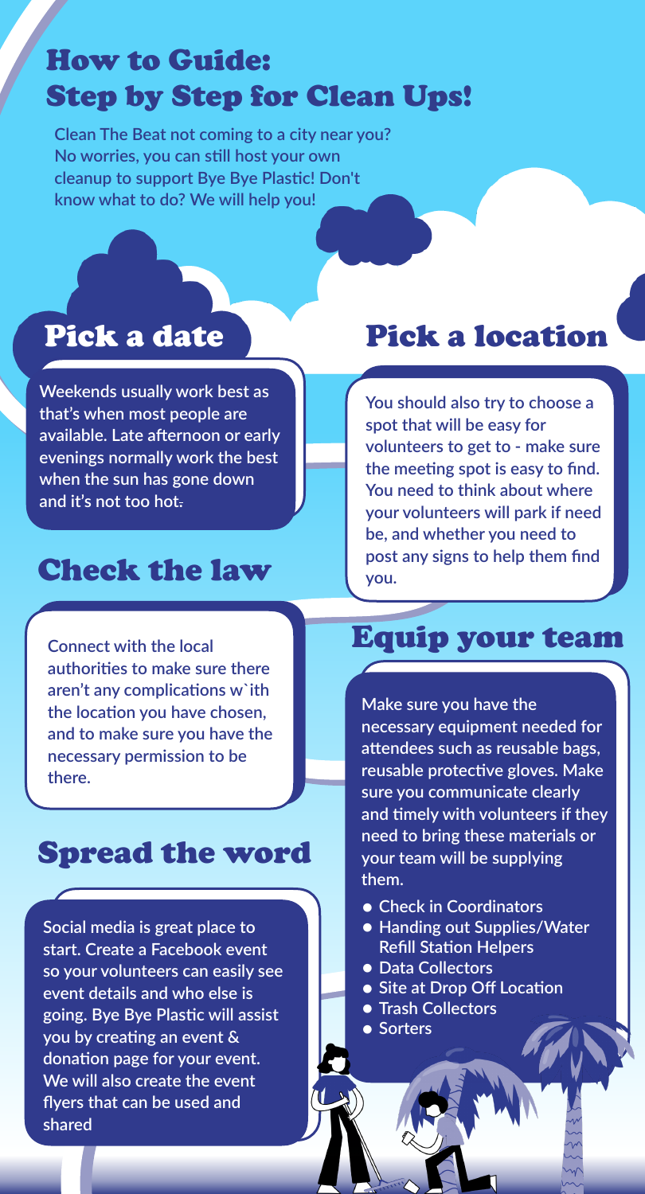# How to Guide: Step by Step for Clean Ups!

Clean The Beat not coming to a city near you? No worries, you can still host your own cleanup to support Bye Bye Plastic! Don't know what to do? We will help you!

## Pick a date

Weekends usually work best as that's when most people are available. Late afternoon or early evenings normally work the best when the sun has gone down and it's not too hot.

## Pick a location

You should also try to choose a spot that will be easy for volunteers to get to - make sure the meeting spot is easy to find. You need to think about where your volunteers will park if need be, and whether you need to post any signs to help them find you.

## Check the law

Connect with the local authorities to make sure there aren't any complications w`ith the location you have chosen, and to make sure you have the necessary permission to be there.

## Equip your team

Make sure you have the necessary equipment needed for attendees such as reusable bags, reusable protective gloves. Make sure you communicate clearly and timely with volunteers if they need to bring these materials or your team will be supplying them.

- Check in Coordinators
- Handing out Supplies/Water Refill Station Helpers
- Data Collectors
- Site at Drop Off Location
- Trash Collectors
- Sorters

## Spread the word

Social media is great place to start. Create a Facebook event so your volunteers can easily see event details and who else is going. Bye Bye Plastic will assist you by creating an event & donation page for your event. We will also create the event flyers that can be used and shared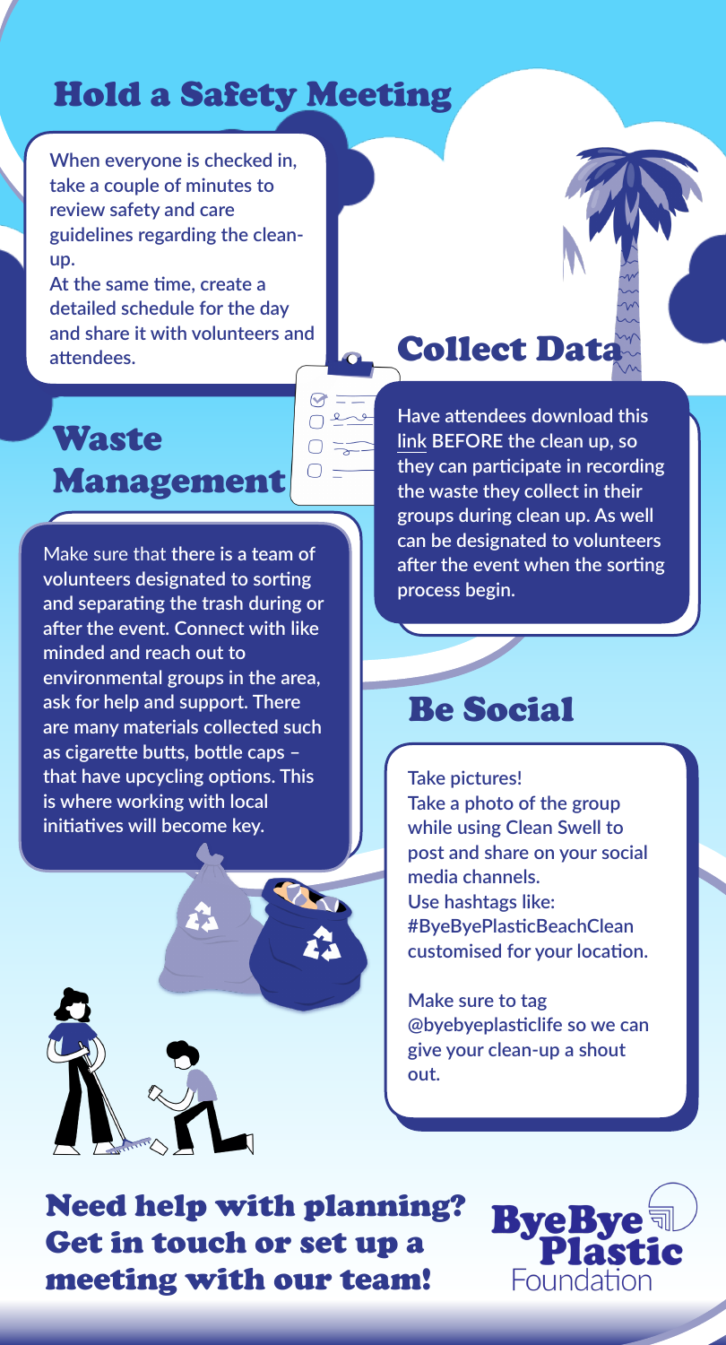## Hold a Safety Meeting

**When everyone is checked in, take a couple of minutes to review safety and care guidelines regarding the clean-up.**
**At the same time, create a detailed schedule for the day and share it with volunteers and attendees.**

## Waste Management

Make sure that **there is a team of volunteers designated to sorting and separating the trash during or after the event. Connect with like minded and reach out to environmental groups in the area, ask for help and support. There are many materials collected such as cigarette butts, bottle caps – that have upcycling options. This is where working with local initiatives will become key.**

## Collect Data

**Have attendees download this link BEFORE the clean up, so they can participate in recording the waste they collect in their groups during clean up. As well can be designated to volunteers after the event when the sorting process begin.**

## Be Social

**Take pictures!**
**Take a photo of the group while using Clean Swell to post and share on your social media channels.**
**Use hashtags like: #ByeByePlasticBeachClean customised for your location.**

**Make sure to tag @byebyeplasticlife so we can give your clean-up a shout out.**

## Need help with planning? Get in touch or set up a meeting with our team!

ByeBye Plastic Foundation